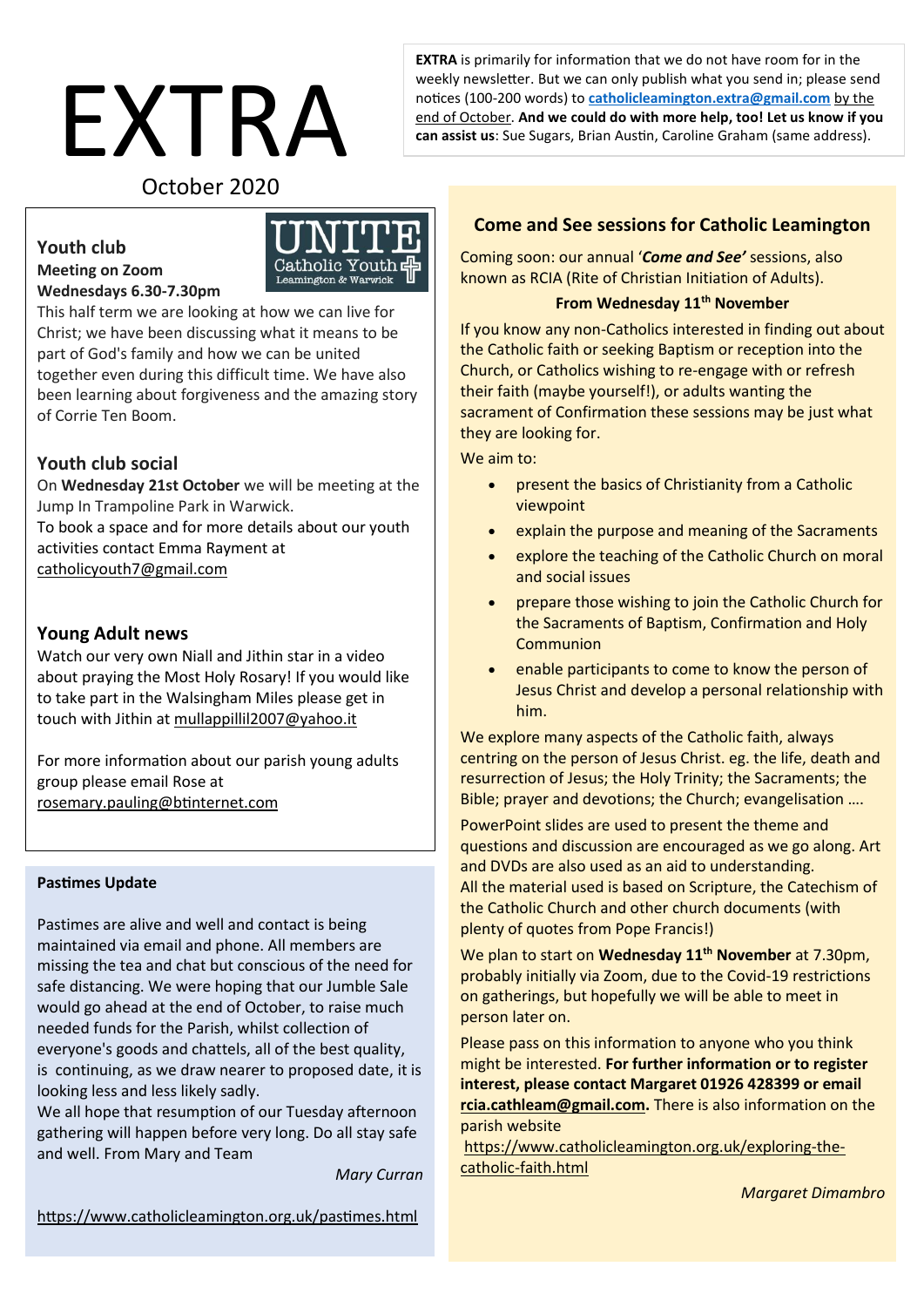# EXTRA

October 2020

**EXTRA** is primarily for information that we do not have room for in the weekly newsletter. But we can only publish what you send in; please send notices (100-200 words) to **catholicleamington.extra@gmail.com** by the end of October. **And we could do with more help, too! Let us know if you can assist us**: Sue Sugars, Brian Austin, Caroline Graham (same address).

## Youth club

**Meeting on Zoom**
**Wednesdays 6.30-7.30pm**

UNITE Catholic Youth Leamington & Warwick

This half term we are looking at how we can live for Christ; we have been discussing what it means to be part of God's family and how we can be united together even during this difficult time. We have also been learning about forgiveness and the amazing story of Corrie Ten Boom.

## Youth club social

On **Wednesday 21st October** we will be meeting at the Jump In Trampoline Park in Warwick.
To book a space and for more details about our youth activities contact Emma Rayment at catholicyouth7@gmail.com

## Young Adult news

Watch our very own Niall and Jithin star in a video about praying the Most Holy Rosary! If you would like to take part in the Walsingham Miles please get in touch with Jithin at mullappillil2007@yahoo.it

For more information about our parish young adults group please email Rose at rosemary.pauling@btinternet.com

**Pastimes Update**

Pastimes are alive and well and contact is being maintained via email and phone. All members are missing the tea and chat but conscious of the need for safe distancing. We were hoping that our Jumble Sale would go ahead at the end of October, to raise much needed funds for the Parish, whilst collection of everyone's goods and chattels, all of the best quality, is continuing, as we draw nearer to proposed date, it is looking less and less likely sadly.
We all hope that resumption of our Tuesday afternoon gathering will happen before very long. Do all stay safe and well. From Mary and Team

*Mary Curran*

https://www.catholicleamington.org.uk/pastimes.html

## Come and See sessions for Catholic Leamington

Coming soon: our annual '***Come and See'*** sessions, also known as RCIA (Rite of Christian Initiation of Adults).

**From Wednesday 11th November**

If you know any non-Catholics interested in finding out about the Catholic faith or seeking Baptism or reception into the Church, or Catholics wishing to re-engage with or refresh their faith (maybe yourself!), or adults wanting the sacrament of Confirmation these sessions may be just what they are looking for.

We aim to:

- present the basics of Christianity from a Catholic viewpoint
- explain the purpose and meaning of the Sacraments
- explore the teaching of the Catholic Church on moral and social issues
- prepare those wishing to join the Catholic Church for the Sacraments of Baptism, Confirmation and Holy Communion
- enable participants to come to know the person of Jesus Christ and develop a personal relationship with him.

We explore many aspects of the Catholic faith, always centring on the person of Jesus Christ. eg. the life, death and resurrection of Jesus; the Holy Trinity; the Sacraments; the Bible; prayer and devotions; the Church; evangelisation ….

PowerPoint slides are used to present the theme and questions and discussion are encouraged as we go along. Art and DVDs are also used as an aid to understanding.
All the material used is based on Scripture, the Catechism of the Catholic Church and other church documents (with plenty of quotes from Pope Francis!)

We plan to start on **Wednesday 11th November** at 7.30pm, probably initially via Zoom, due to the Covid-19 restrictions on gatherings, but hopefully we will be able to meet in person later on.

Please pass on this information to anyone who you think might be interested. **For further information or to register interest, please contact Margaret 01926 428399 or email rcia.cathleam@gmail.com.** There is also information on the parish website
https://www.catholicleamington.org.uk/exploring-the-catholic-faith.html

*Margaret Dimambro*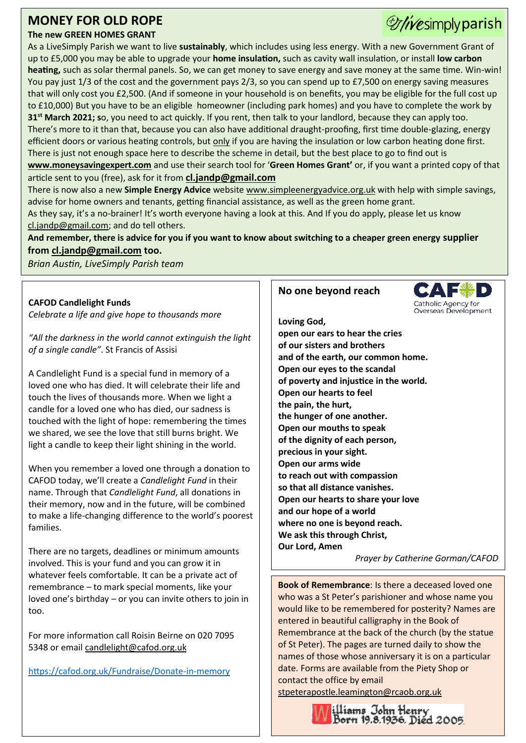# MONEY FOR OLD ROPE

livesimplyparish

**The new GREEN HOMES GRANT**

As a LiveSimply Parish we want to live **sustainably**, which includes using less energy. With a new Government Grant of up to £5,000 you may be able to upgrade your **home insulation,** such as cavity wall insulation, or install **low carbon heating,** such as solar thermal panels. So, we can get money to save energy and save money at the same time. Win-win! You pay just 1/3 of the cost and the government pays 2/3, so you can spend up to £7,500 on energy saving measures that will only cost you £2,500. (And if someone in your household is on benefits, you may be eligible for the full cost up to £10,000) But you have to be an eligible homeowner (including park homes) and you have to complete the work by **31st March 2021; s**o, you need to act quickly. If you rent, then talk to your landlord, because they can apply too. There's more to it than that, because you can also have additional draught-proofing, first time double-glazing, energy efficient doors or various heating controls, but only if you are having the insulation or low carbon heating done first. There is just not enough space here to describe the scheme in detail, but the best place to go to find out is **www.moneysavingexpert.com** and use their search tool for '**Green Homes Grant'** or, if you want a printed copy of that article sent to you (free), ask for it from **cl.jandp@gmail.com**

There is now also a new **Simple Energy Advice** website www.simpleenergyadvice.org.uk with help with simple savings, advise for home owners and tenants, getting financial assistance, as well as the green home grant.

As they say, it's a no-brainer! It's worth everyone having a look at this. And If you do apply, please let us know cl.jandp@gmail.com; and do tell others.

**And remember, there is advice for you if you want to know about switching to a cheaper green energy supplier from cl.jandp@gmail.com too.**

*Brian Austin, LiveSimply Parish team*

**CAFOD Candlelight Funds**

*Celebrate a life and give hope to thousands more*

*"All the darkness in the world cannot extinguish the light of a single candle"*. St Francis of Assisi

A Candlelight Fund is a special fund in memory of a loved one who has died. It will celebrate their life and touch the lives of thousands more. When we light a candle for a loved one who has died, our sadness is touched with the light of hope: remembering the times we shared, we see the love that still burns bright. We light a candle to keep their light shining in the world.

When you remember a loved one through a donation to CAFOD today, we'll create a *Candlelight Fund* in their name. Through that *Candlelight Fund*, all donations in their memory, now and in the future, will be combined to make a life-changing difference to the world's poorest families.

There are no targets, deadlines or minimum amounts involved. This is your fund and you can grow it in whatever feels comfortable. It can be a private act of remembrance – to mark special moments, like your loved one's birthday – or you can invite others to join in too.

For more information call Roisin Beirne on 020 7095 5348 or email candlelight@cafod.org.uk

https://cafod.org.uk/Fundraise/Donate-in-memory

## No one beyond reach

CAFOD Catholic Agency for Overseas Development

**Loving God,**
**open our ears to hear the cries**
**of our sisters and brothers**
**and of the earth, our common home.**
**Open our eyes to the scandal**
**of poverty and injustice in the world.**
**Open our hearts to feel**
**the pain, the hurt,**
**the hunger of one another.**
**Open our mouths to speak**
**of the dignity of each person,**
**precious in your sight.**
**Open our arms wide**
**to reach out with compassion**
**so that all distance vanishes.**
**Open our hearts to share your love**
**and our hope of a world**
**where no one is beyond reach.**
**We ask this through Christ,**
**Our Lord, Amen**

*Prayer by Catherine Gorman/CAFOD*

**Book of Remembrance**: Is there a deceased loved one who was a St Peter's parishioner and whose name you would like to be remembered for posterity? Names are entered in beautiful calligraphy in the Book of Remembrance at the back of the church (by the statue of St Peter). The pages are turned daily to show the names of those whose anniversary it is on a particular date. Forms are available from the Piety Shop or contact the office by email stpeterapostle.leamington@rcaob.org.uk

Williams John Henry
Born 19.8.1936. Died 2005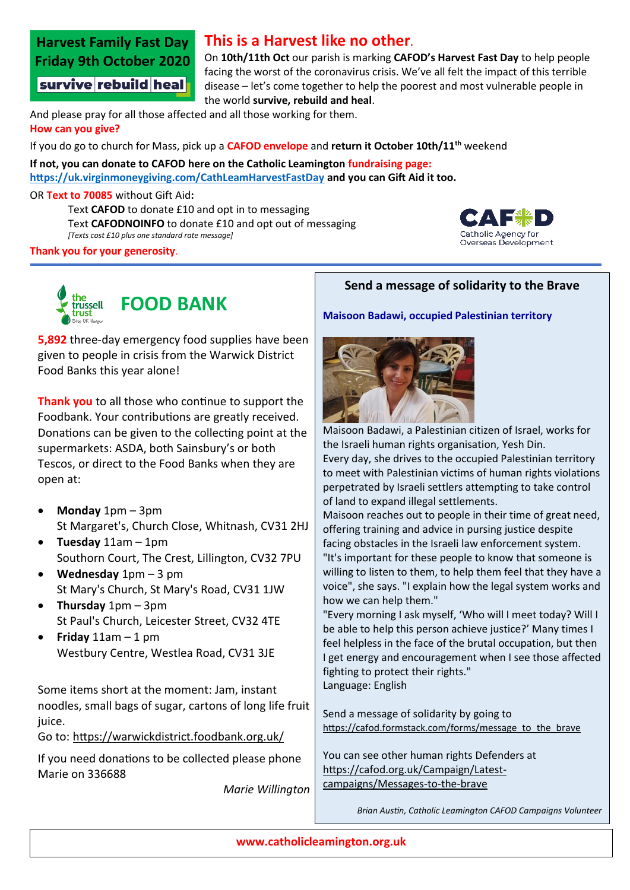## Harvest Family Fast Day
## Friday 9th October 2020

**survive rebuild heal**

## This is a Harvest like no other.

On **10th/11th Oct** our parish is marking **CAFOD's Harvest Fast Day** to help people facing the worst of the coronavirus crisis. We've all felt the impact of this terrible disease – let's come together to help the poorest and most vulnerable people in the world **survive, rebuild and heal**.

And please pray for all those affected and all those working for them.

**How can you give?**

If you do go to church for Mass, pick up a **CAFOD envelope** and **return it October 10th/11th weekend**

**If not, you can donate to CAFOD here on the Catholic Leamington fundraising page: https://uk.virginmoneygiving.com/CathLeamHarvestFastDay and you can Gift Aid it too.**

OR **Text to 70085** without Gift Aid**:**

Text **CAFOD** to donate £10 and opt in to messaging
Text **CAFODNOINFO** to donate £10 and opt out of messaging
*[Texts cost £10 plus one standard rate message]*

CAFOD
Catholic Agency for Overseas Development

**Thank you for your generosity.**

---

the trussell trust
Stop UK Hunger

## FOOD BANK

**5,892** three-day emergency food supplies have been given to people in crisis from the Warwick District Food Banks this year alone!

**Thank you** to all those who continue to support the Foodbank. Your contributions are greatly received. Donations can be given to the collecting point at the supermarkets: ASDA, both Sainsbury's or both Tescos, or direct to the Food Banks when they are open at:

- **Monday** 1pm – 3pm
  St Margaret's, Church Close, Whitnash, CV31 2HJ
- **Tuesday** 11am – 1pm
  Southorn Court, The Crest, Lillington, CV32 7PU
- **Wednesday** 1pm – 3 pm
  St Mary's Church, St Mary's Road, CV31 1JW
- **Thursday** 1pm – 3pm
  St Paul's Church, Leicester Street, CV32 4TE
- **Friday** 11am – 1 pm
  Westbury Centre, Westlea Road, CV31 3JE

Some items short at the moment: Jam, instant noodles, small bags of sugar, cartons of long life fruit juice.

Go to: https://warwickdistrict.foodbank.org.uk/

If you need donations to be collected please phone Marie on 336688

*Marie Willington*

---

## Send a message of solidarity to the Brave

**Maisoon Badawi, occupied Palestinian territory**

Maisoon Badawi, a Palestinian citizen of Israel, works for the Israeli human rights organisation, Yesh Din.
Every day, she drives to the occupied Palestinian territory to meet with Palestinian victims of human rights violations perpetrated by Israeli settlers attempting to take control of land to expand illegal settlements.
Maisoon reaches out to people in their time of great need, offering training and advice in pursing justice despite facing obstacles in the Israeli law enforcement system.
"It's important for these people to know that someone is willing to listen to them, to help them feel that they have a voice", she says. "I explain how the legal system works and how we can help them."
"Every morning I ask myself, 'Who will I meet today? Will I be able to help this person achieve justice?' Many times I feel helpless in the face of the brutal occupation, but then I get energy and encouragement when I see those affected fighting to protect their rights."
Language: English

Send a message of solidarity by going to
https://cafod.formstack.com/forms/message_to_the_brave

You can see other human rights Defenders at
https://cafod.org.uk/Campaign/Latest-campaigns/Messages-to-the-brave

*Brian Austin, Catholic Leamington CAFOD Campaigns Volunteer*

---

**www.catholicleamington.org.uk**